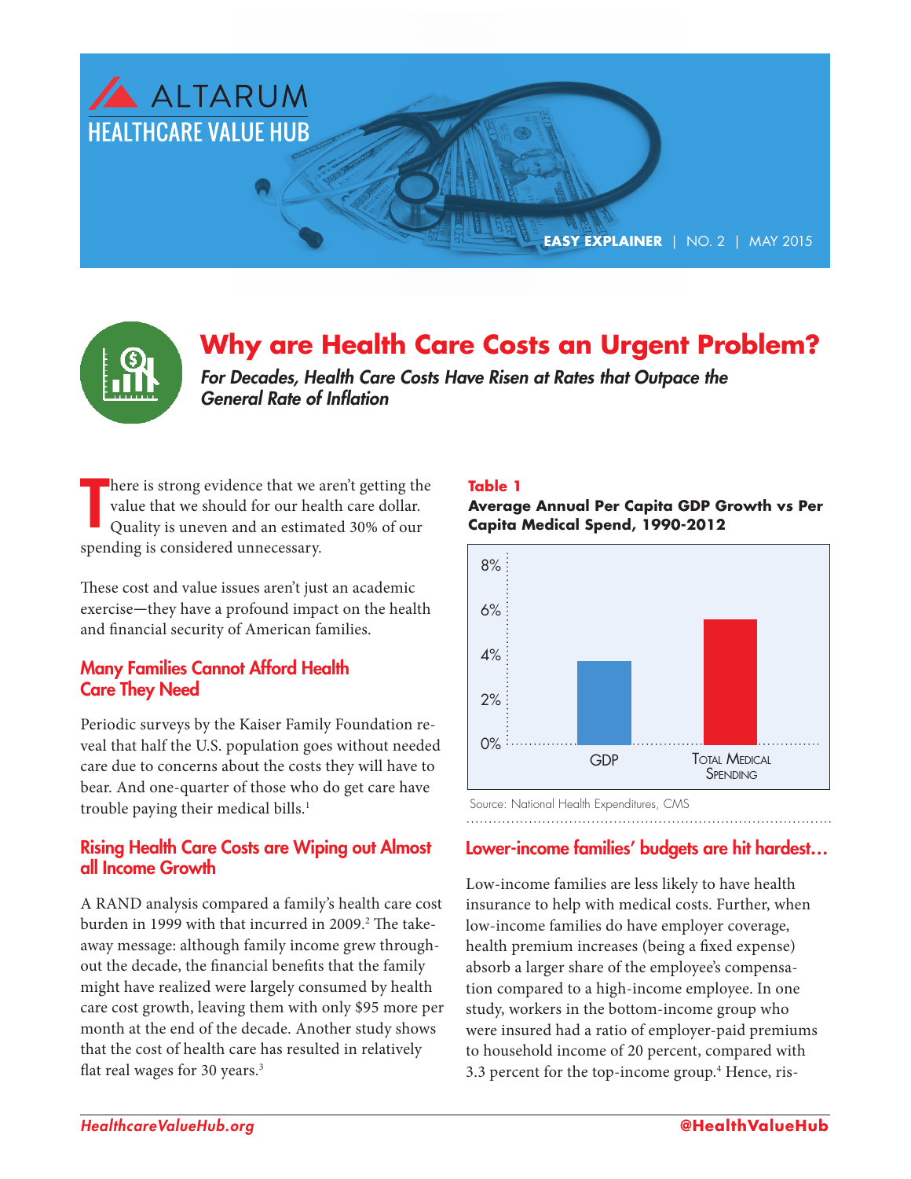ALTARUM HEALTHCARE VALUE HUB

**EASY EXPLAINER** | NO. 2 | MAY 2015

# Why are Health Care Costs an Urgent Problem?

***For Decades, Health Care Costs Have Risen at Rates that Outpace the General Rate of Inflation***

There is strong evidence that we aren't getting the value that we should for our health care dollar. Quality is uneven and an estimated 30% of our spending is considered unnecessary.

These cost and value issues aren't just an academic exercise—they have a profound impact on the health and financial security of American families.

## Many Families Cannot Afford Health Care They Need

Periodic surveys by the Kaiser Family Foundation reveal that half the U.S. population goes without needed care due to concerns about the costs they will have to bear. And one-quarter of those who do get care have trouble paying their medical bills.[1]

## Rising Health Care Costs are Wiping out Almost all Income Growth

A RAND analysis compared a family's health care cost burden in 1999 with that incurred in 2009.[2] The take-away message: although family income grew throughout the decade, the financial benefits that the family might have realized were largely consumed by health care cost growth, leaving them with only $95 more per month at the end of the decade. Another study shows that the cost of health care has resulted in relatively flat real wages for 30 years.[3]

**Table 1**

**Average Annual Per Capita GDP Growth vs Per Capita Medical Spend, 1990-2012**

| | Average Annual Per Capita Growth |
|---|---|
| GDP | ~3.7% |
| Total Medical Spending | ~5.6% |

Source: National Health Expenditures, CMS

## Lower-income families' budgets are hit hardest...

Low-income families are less likely to have health insurance to help with medical costs. Further, when low-income families do have employer coverage, health premium increases (being a fixed expense) absorb a larger share of the employee's compensation compared to a high-income employee. In one study, workers in the bottom-income group who were insured had a ratio of employer-paid premiums to household income of 20 percent, compared with 3.3 percent for the top-income group.[4] Hence, ris-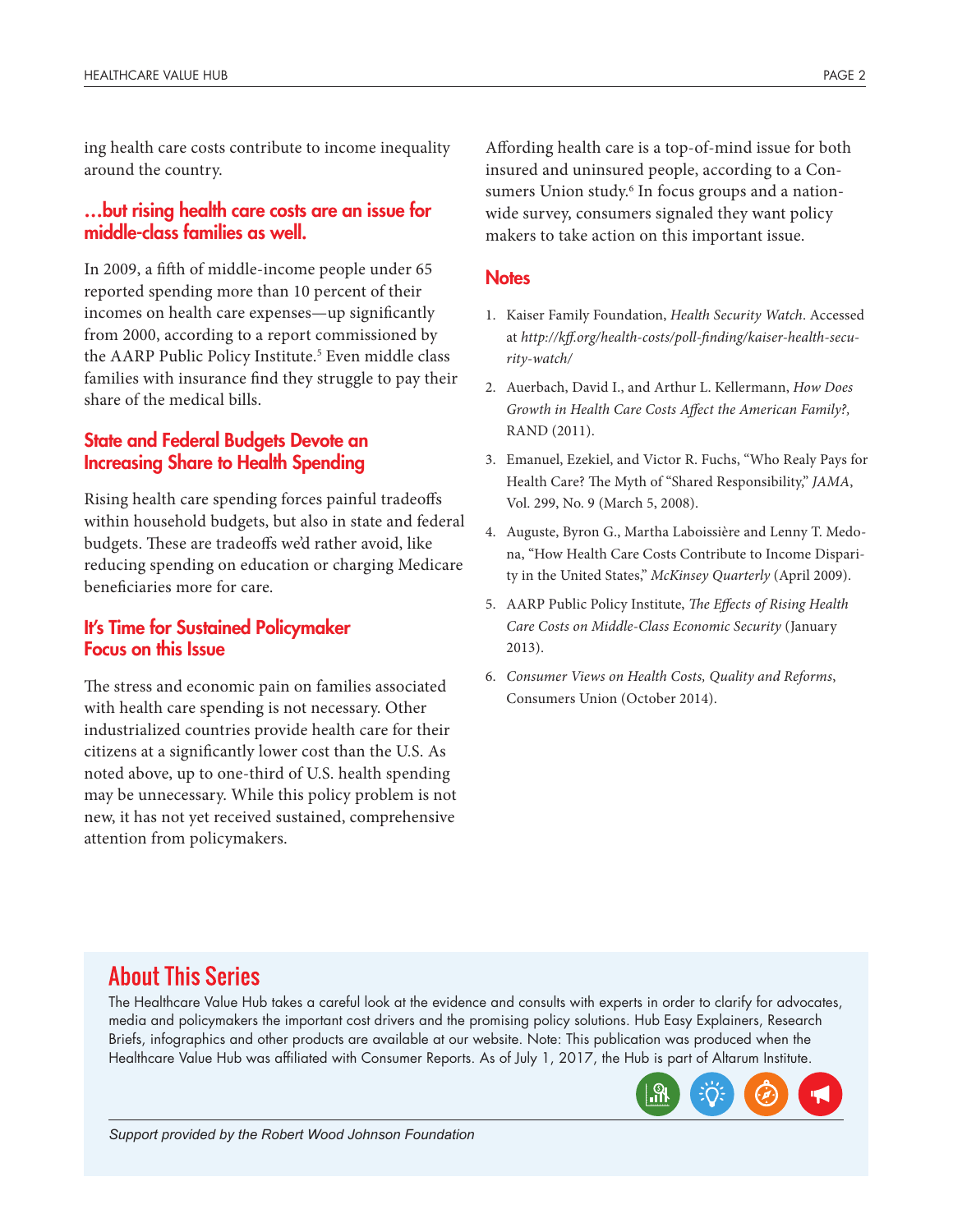ing health care costs contribute to income inequality around the country.

### ...but rising health care costs are an issue for middle-class families as well.

In 2009, a fifth of middle-income people under 65 reported spending more than 10 percent of their incomes on health care expenses—up significantly from 2000, according to a report commissioned by the AARP Public Policy Institute.[5] Even middle class families with insurance find they struggle to pay their share of the medical bills.

### State and Federal Budgets Devote an Increasing Share to Health Spending

Rising health care spending forces painful tradeoffs within household budgets, but also in state and federal budgets. These are tradeoffs we'd rather avoid, like reducing spending on education or charging Medicare beneficiaries more for care.

### It's Time for Sustained Policymaker Focus on this Issue

The stress and economic pain on families associated with health care spending is not necessary. Other industrialized countries provide health care for their citizens at a significantly lower cost than the U.S. As noted above, up to one-third of U.S. health spending may be unnecessary. While this policy problem is not new, it has not yet received sustained, comprehensive attention from policymakers.

Affording health care is a top-of-mind issue for both insured and uninsured people, according to a Consumers Union study.[6] In focus groups and a nationwide survey, consumers signaled they want policy makers to take action on this important issue.

## Notes

1. Kaiser Family Foundation, *Health Security Watch*. Accessed at *http://kff.org/health-costs/poll-finding/kaiser-health-security-watch/*
2. Auerbach, David I., and Arthur L. Kellermann, *How Does Growth in Health Care Costs Affect the American Family?*, RAND (2011).
3. Emanuel, Ezekiel, and Victor R. Fuchs, "Who Realy Pays for Health Care? The Myth of "Shared Responsibility," *JAMA*, Vol. 299, No. 9 (March 5, 2008).
4. Auguste, Byron G., Martha Laboissière and Lenny T. Medona, "How Health Care Costs Contribute to Income Disparity in the United States," *McKinsey Quarterly* (April 2009).
5. AARP Public Policy Institute, *The Effects of Rising Health Care Costs on Middle-Class Economic Security* (January 2013).
6. *Consumer Views on Health Costs, Quality and Reforms*, Consumers Union (October 2014).

## About This Series

The Healthcare Value Hub takes a careful look at the evidence and consults with experts in order to clarify for advocates, media and policymakers the important cost drivers and the promising policy solutions. Hub Easy Explainers, Research Briefs, infographics and other products are available at our website. Note: This publication was produced when the Healthcare Value Hub was affiliated with Consumer Reports. As of July 1, 2017, the Hub is part of Altarum Institute.

*Support provided by the Robert Wood Johnson Foundation*